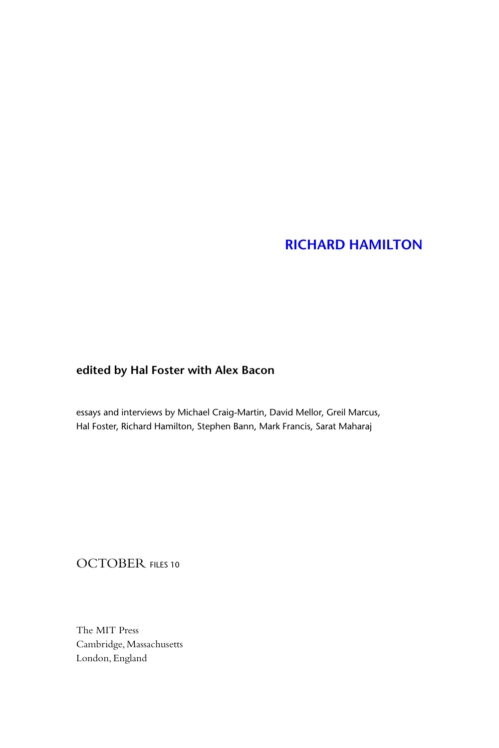# RICHARD HAMILTON

**edited by Hal Foster with Alex Bacon**

essays and interviews by Michael Craig-Martin, David Mellor, Greil Marcus, Hal Foster, Richard Hamilton, Stephen Bann, Mark Francis, Sarat Maharaj

OCTOBER FILES 10

The MIT Press
Cambridge, Massachusetts
London, England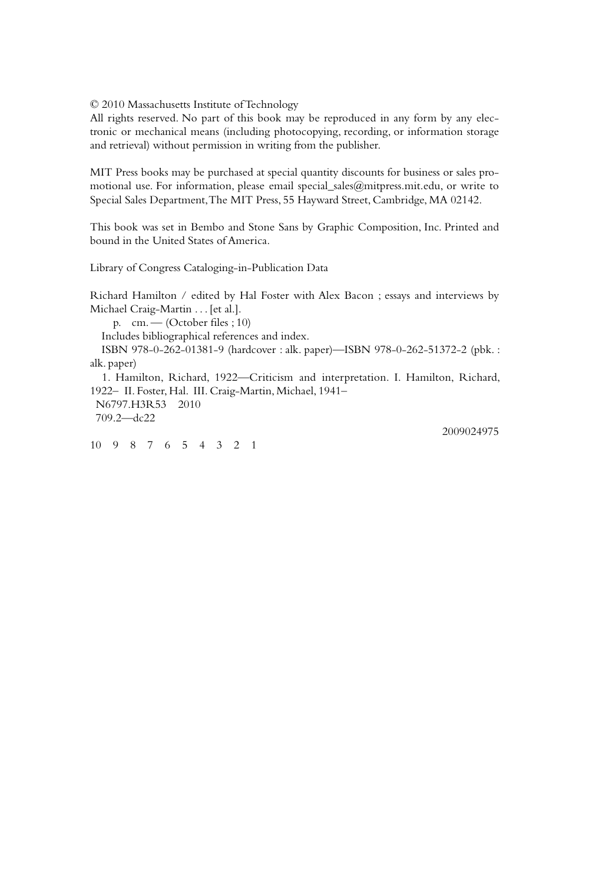© 2010 Massachusetts Institute of Technology
All rights reserved. No part of this book may be reproduced in any form by any electronic or mechanical means (including photocopying, recording, or information storage and retrieval) without permission in writing from the publisher.

MIT Press books may be purchased at special quantity discounts for business or sales promotional use. For information, please email special_sales@mitpress.mit.edu, or write to Special Sales Department, The MIT Press, 55 Hayward Street, Cambridge, MA 02142.

This book was set in Bembo and Stone Sans by Graphic Composition, Inc. Printed and bound in the United States of America.

Library of Congress Cataloging-in-Publication Data

Richard Hamilton / edited by Hal Foster with Alex Bacon ; essays and interviews by Michael Craig-Martin . . . [et al.].
p. cm. — (October files ; 10)
Includes bibliographical references and index.
ISBN 978-0-262-01381-9 (hardcover : alk. paper)—ISBN 978-0-262-51372-2 (pbk. : alk. paper)
1. Hamilton, Richard, 1922—Criticism and interpretation. I. Hamilton, Richard, 1922– II. Foster, Hal. III. Craig-Martin, Michael, 1941–
N6797.H3R53 2010
709.2—dc22

2009024975

10 9 8 7 6 5 4 3 2 1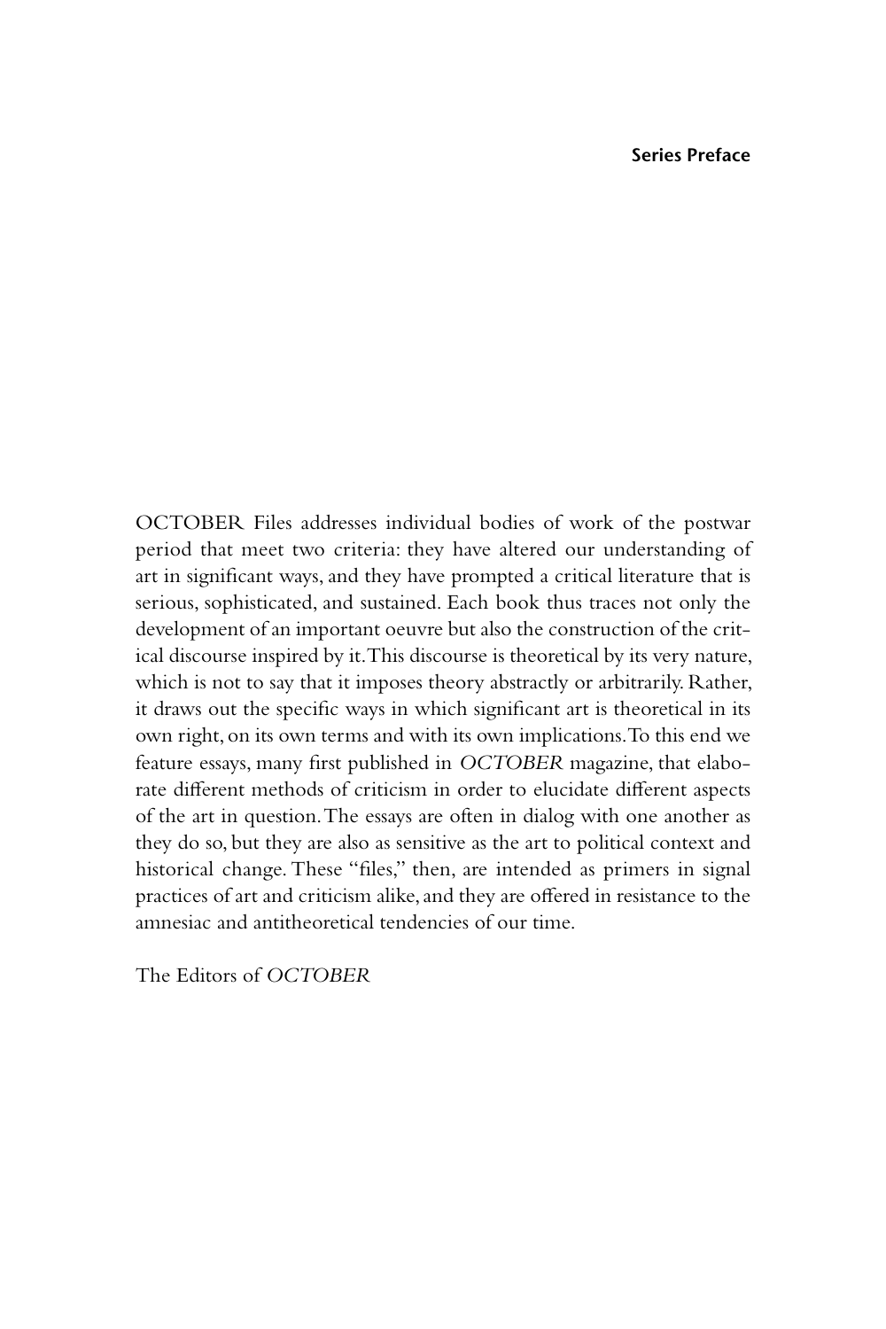## Series Preface

OCTOBER Files addresses individual bodies of work of the postwar period that meet two criteria: they have altered our understanding of art in significant ways, and they have prompted a critical literature that is serious, sophisticated, and sustained. Each book thus traces not only the development of an important oeuvre but also the construction of the critical discourse inspired by it. This discourse is theoretical by its very nature, which is not to say that it imposes theory abstractly or arbitrarily. Rather, it draws out the specific ways in which significant art is theoretical in its own right, on its own terms and with its own implications. To this end we feature essays, many first published in *OCTOBER* magazine, that elaborate different methods of criticism in order to elucidate different aspects of the art in question. The essays are often in dialog with one another as they do so, but they are also as sensitive as the art to political context and historical change. These "files," then, are intended as primers in signal practices of art and criticism alike, and they are offered in resistance to the amnesiac and antitheoretical tendencies of our time.

The Editors of *OCTOBER*